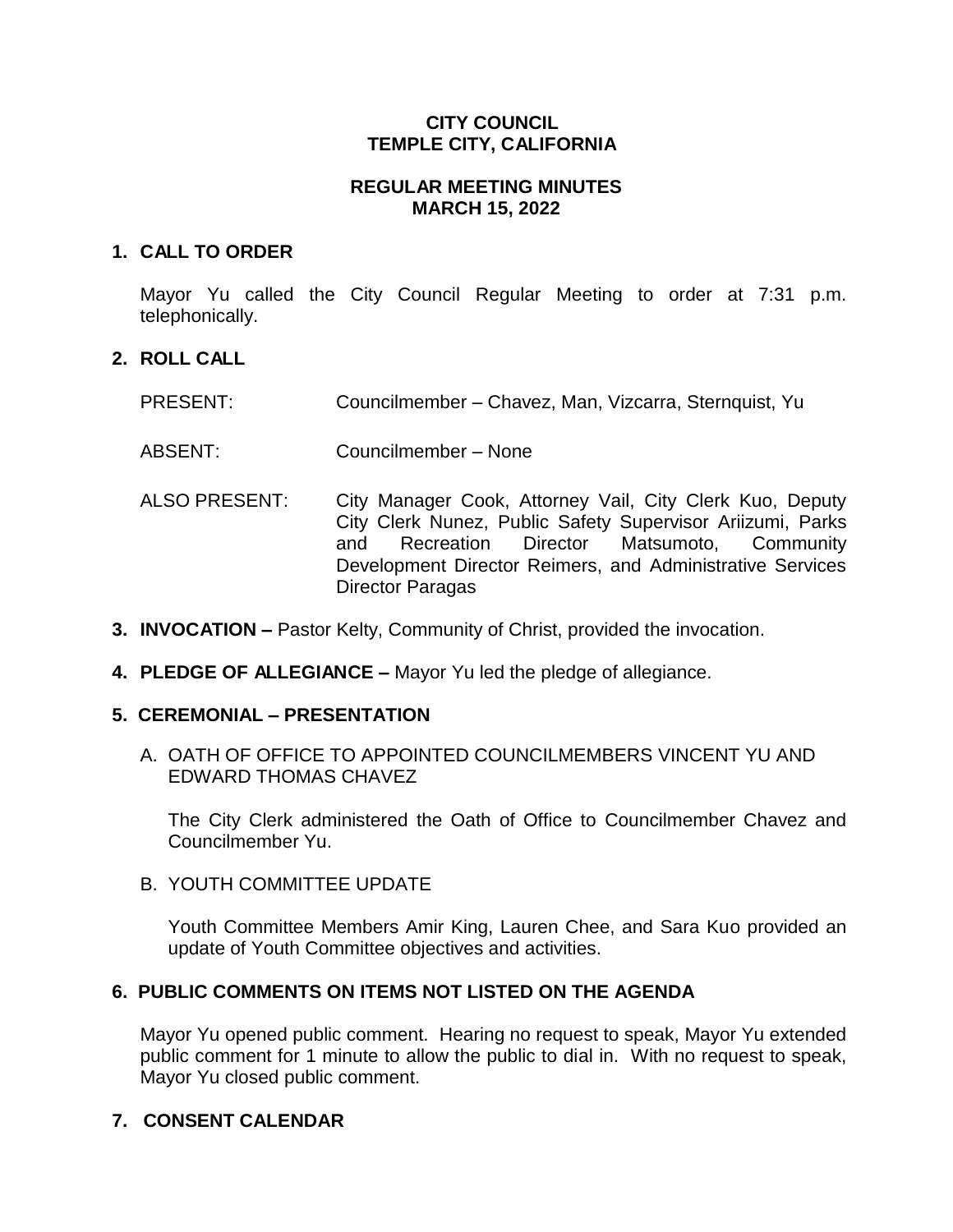# CITY COUNCIL
# TEMPLE CITY, CALIFORNIA

## REGULAR MEETING MINUTES
## MARCH 15, 2022

### 1. CALL TO ORDER

Mayor Yu called the City Council Regular Meeting to order at 7:31 p.m. telephonically.

### 2. ROLL CALL

PRESENT: Councilmember – Chavez, Man, Vizcarra, Sternquist, Yu

ABSENT: Councilmember – None

ALSO PRESENT: City Manager Cook, Attorney Vail, City Clerk Kuo, Deputy City Clerk Nunez, Public Safety Supervisor Ariizumi, Parks and Recreation Director Matsumoto, Community Development Director Reimers, and Administrative Services Director Paragas

### 3. INVOCATION – Pastor Kelty, Community of Christ, provided the invocation.

### 4. PLEDGE OF ALLEGIANCE – Mayor Yu led the pledge of allegiance.

### 5. CEREMONIAL – PRESENTATION

A. OATH OF OFFICE TO APPOINTED COUNCILMEMBERS VINCENT YU AND EDWARD THOMAS CHAVEZ

The City Clerk administered the Oath of Office to Councilmember Chavez and Councilmember Yu.

B. YOUTH COMMITTEE UPDATE

Youth Committee Members Amir King, Lauren Chee, and Sara Kuo provided an update of Youth Committee objectives and activities.

### 6. PUBLIC COMMENTS ON ITEMS NOT LISTED ON THE AGENDA

Mayor Yu opened public comment. Hearing no request to speak, Mayor Yu extended public comment for 1 minute to allow the public to dial in. With no request to speak, Mayor Yu closed public comment.

### 7. CONSENT CALENDAR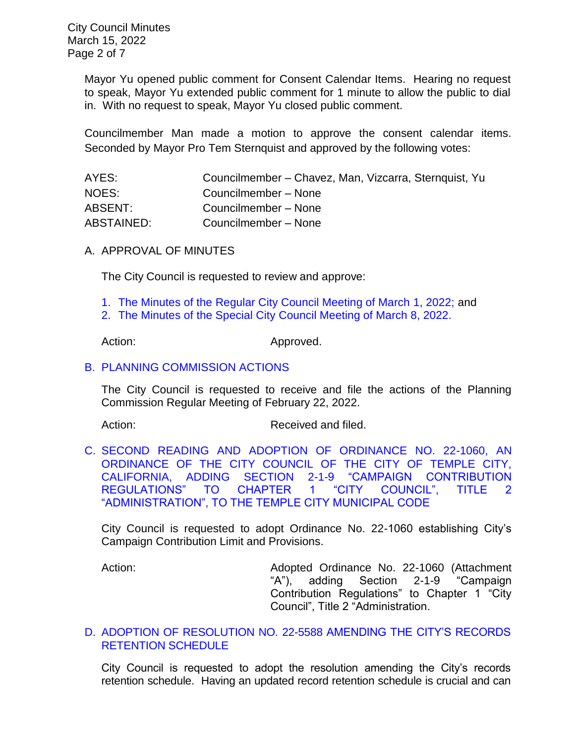Mayor Yu opened public comment for Consent Calendar Items. Hearing no request to speak, Mayor Yu extended public comment for 1 minute to allow the public to dial in. With no request to speak, Mayor Yu closed public comment.

Councilmember Man made a motion to approve the consent calendar items. Seconded by Mayor Pro Tem Sternquist and approved by the following votes:

| | |
|---|---|
| AYES: | Councilmember – Chavez, Man, Vizcarra, Sternquist, Yu |
| NOES: | Councilmember – None |
| ABSENT: | Councilmember – None |
| ABSTAINED: | Councilmember – None |

A. APPROVAL OF MINUTES

The City Council is requested to review and approve:

1. The Minutes of the Regular City Council Meeting of March 1, 2022; and
2. The Minutes of the Special City Council Meeting of March 8, 2022.

Action: Approved.

B. PLANNING COMMISSION ACTIONS

The City Council is requested to receive and file the actions of the Planning Commission Regular Meeting of February 22, 2022.

Action: Received and filed.

C. SECOND READING AND ADOPTION OF ORDINANCE NO. 22-1060, AN ORDINANCE OF THE CITY COUNCIL OF THE CITY OF TEMPLE CITY, CALIFORNIA, ADDING SECTION 2-1-9 "CAMPAIGN CONTRIBUTION REGULATIONS" TO CHAPTER 1 "CITY COUNCIL", TITLE 2 "ADMINISTRATION", TO THE TEMPLE CITY MUNICIPAL CODE

City Council is requested to adopt Ordinance No. 22-1060 establishing City's Campaign Contribution Limit and Provisions.

Action: Adopted Ordinance No. 22-1060 (Attachment "A"), adding Section 2-1-9 "Campaign Contribution Regulations" to Chapter 1 "City Council", Title 2 "Administration.

D. ADOPTION OF RESOLUTION NO. 22-5588 AMENDING THE CITY'S RECORDS RETENTION SCHEDULE

City Council is requested to adopt the resolution amending the City's records retention schedule. Having an updated record retention schedule is crucial and can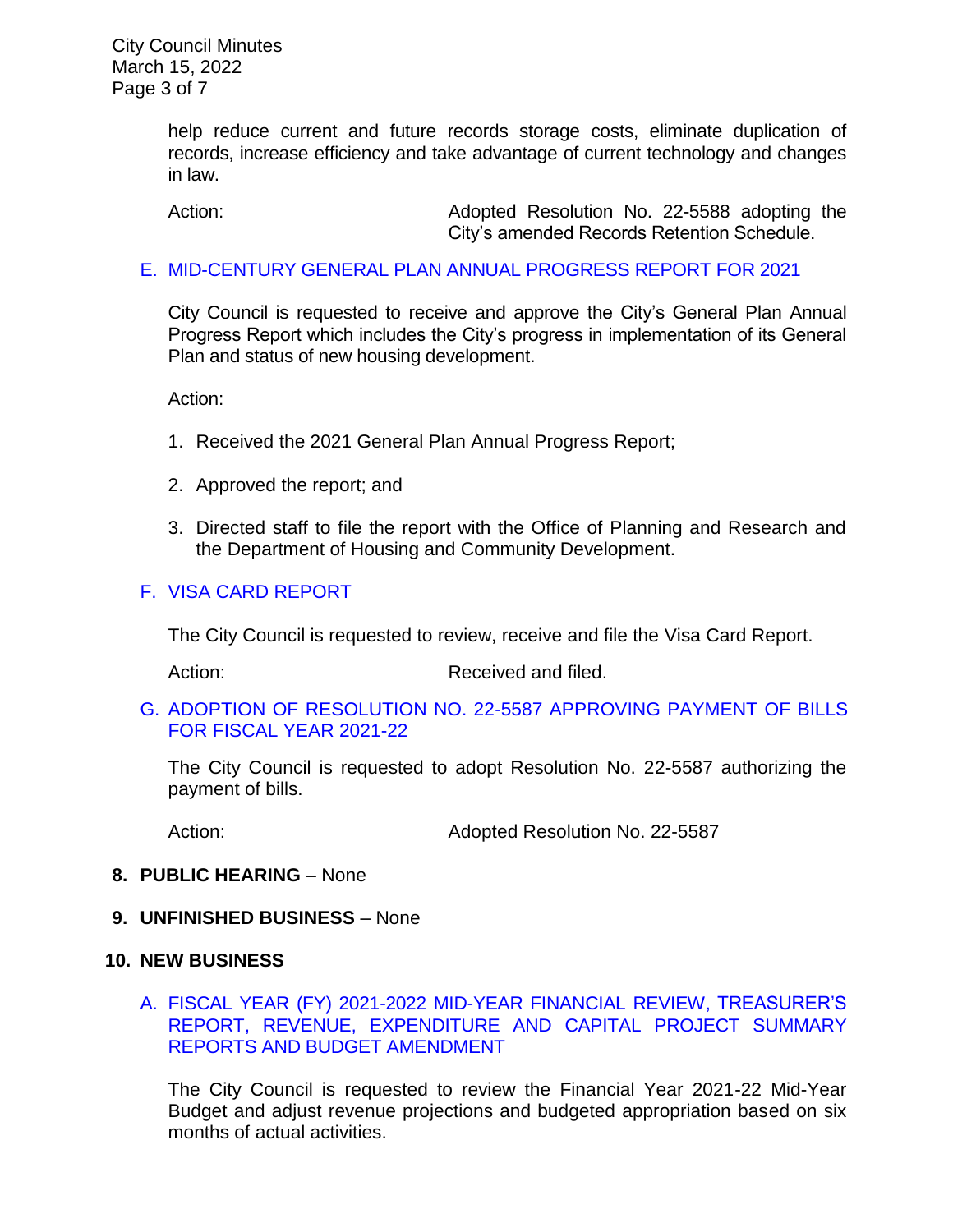help reduce current and future records storage costs, eliminate duplication of records, increase efficiency and take advantage of current technology and changes in law.

Action: Adopted Resolution No. 22-5588 adopting the City's amended Records Retention Schedule.

E. MID-CENTURY GENERAL PLAN ANNUAL PROGRESS REPORT FOR 2021

City Council is requested to receive and approve the City's General Plan Annual Progress Report which includes the City's progress in implementation of its General Plan and status of new housing development.

Action:

1. Received the 2021 General Plan Annual Progress Report;
2. Approved the report; and
3. Directed staff to file the report with the Office of Planning and Research and the Department of Housing and Community Development.

F. VISA CARD REPORT

The City Council is requested to review, receive and file the Visa Card Report.

Action: Received and filed.

G. ADOPTION OF RESOLUTION NO. 22-5587 APPROVING PAYMENT OF BILLS FOR FISCAL YEAR 2021-22

The City Council is requested to adopt Resolution No. 22-5587 authorizing the payment of bills.

Action: Adopted Resolution No. 22-5587

**8. PUBLIC HEARING** – None

**9. UNFINISHED BUSINESS** – None

**10. NEW BUSINESS**

A. FISCAL YEAR (FY) 2021-2022 MID-YEAR FINANCIAL REVIEW, TREASURER'S REPORT, REVENUE, EXPENDITURE AND CAPITAL PROJECT SUMMARY REPORTS AND BUDGET AMENDMENT

The City Council is requested to review the Financial Year 2021-22 Mid-Year Budget and adjust revenue projections and budgeted appropriation based on six months of actual activities.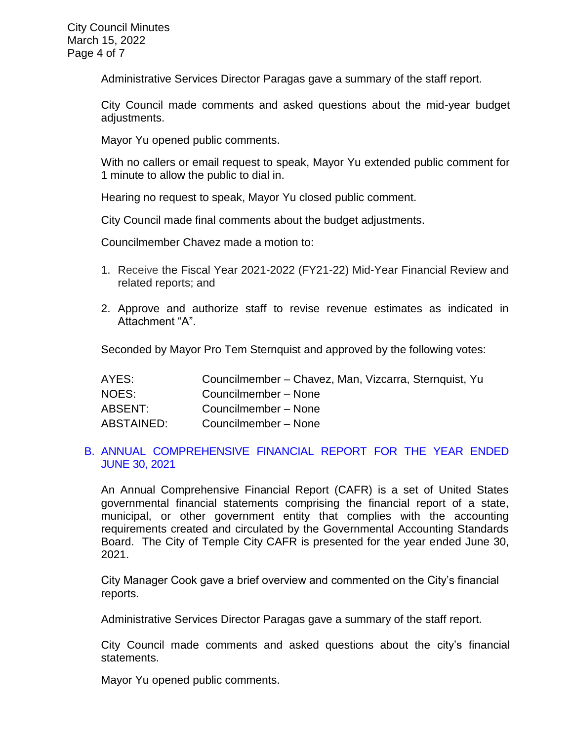Administrative Services Director Paragas gave a summary of the staff report.

City Council made comments and asked questions about the mid-year budget adjustments.

Mayor Yu opened public comments.

With no callers or email request to speak, Mayor Yu extended public comment for 1 minute to allow the public to dial in.

Hearing no request to speak, Mayor Yu closed public comment.

City Council made final comments about the budget adjustments.

Councilmember Chavez made a motion to:

1. Receive the Fiscal Year 2021-2022 (FY21-22) Mid-Year Financial Review and related reports; and

2. Approve and authorize staff to revise revenue estimates as indicated in Attachment "A".

Seconded by Mayor Pro Tem Sternquist and approved by the following votes:

| | |
|---|---|
| AYES: | Councilmember – Chavez, Man, Vizcarra, Sternquist, Yu |
| NOES: | Councilmember – None |
| ABSENT: | Councilmember – None |
| ABSTAINED: | Councilmember – None |

## B. ANNUAL COMPREHENSIVE FINANCIAL REPORT FOR THE YEAR ENDED JUNE 30, 2021

An Annual Comprehensive Financial Report (CAFR) is a set of United States governmental financial statements comprising the financial report of a state, municipal, or other government entity that complies with the accounting requirements created and circulated by the Governmental Accounting Standards Board. The City of Temple City CAFR is presented for the year ended June 30, 2021.

City Manager Cook gave a brief overview and commented on the City's financial reports.

Administrative Services Director Paragas gave a summary of the staff report.

City Council made comments and asked questions about the city's financial statements.

Mayor Yu opened public comments.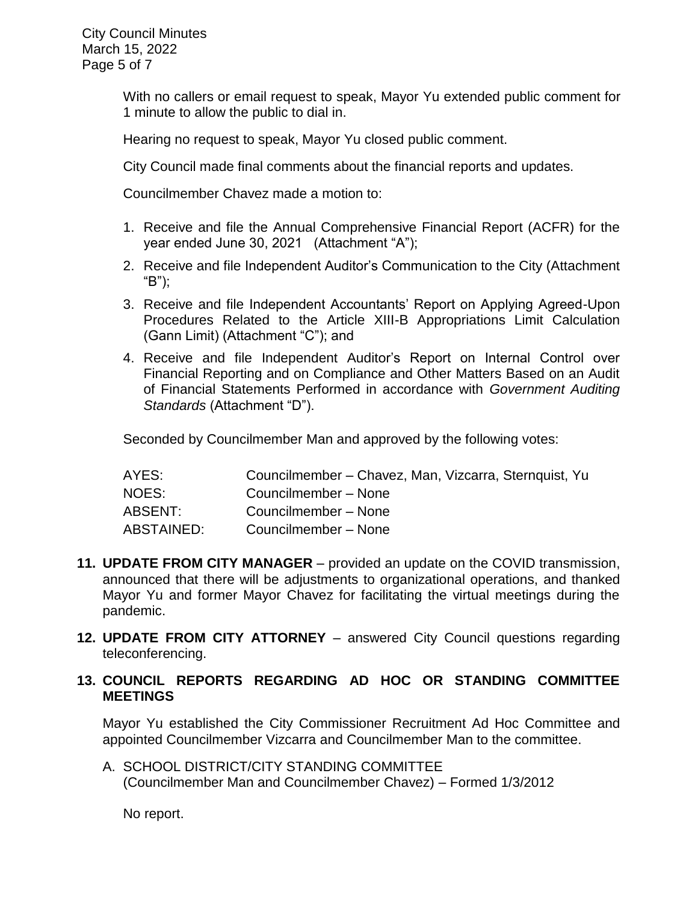With no callers or email request to speak, Mayor Yu extended public comment for 1 minute to allow the public to dial in.

Hearing no request to speak, Mayor Yu closed public comment.

City Council made final comments about the financial reports and updates.

Councilmember Chavez made a motion to:

1. Receive and file the Annual Comprehensive Financial Report (ACFR) for the year ended June 30, 2021 (Attachment "A");
2. Receive and file Independent Auditor's Communication to the City (Attachment "B");
3. Receive and file Independent Accountants' Report on Applying Agreed-Upon Procedures Related to the Article XIII-B Appropriations Limit Calculation (Gann Limit) (Attachment "C"); and
4. Receive and file Independent Auditor's Report on Internal Control over Financial Reporting and on Compliance and Other Matters Based on an Audit of Financial Statements Performed in accordance with *Government Auditing Standards* (Attachment "D").

Seconded by Councilmember Man and approved by the following votes:

| | |
|---|---|
| AYES: | Councilmember – Chavez, Man, Vizcarra, Sternquist, Yu |
| NOES: | Councilmember – None |
| ABSENT: | Councilmember – None |
| ABSTAINED: | Councilmember – None |

**11. UPDATE FROM CITY MANAGER** – provided an update on the COVID transmission, announced that there will be adjustments to organizational operations, and thanked Mayor Yu and former Mayor Chavez for facilitating the virtual meetings during the pandemic.

**12. UPDATE FROM CITY ATTORNEY** – answered City Council questions regarding teleconferencing.

**13. COUNCIL REPORTS REGARDING AD HOC OR STANDING COMMITTEE MEETINGS**

Mayor Yu established the City Commissioner Recruitment Ad Hoc Committee and appointed Councilmember Vizcarra and Councilmember Man to the committee.

A. SCHOOL DISTRICT/CITY STANDING COMMITTEE
(Councilmember Man and Councilmember Chavez) – Formed 1/3/2012

No report.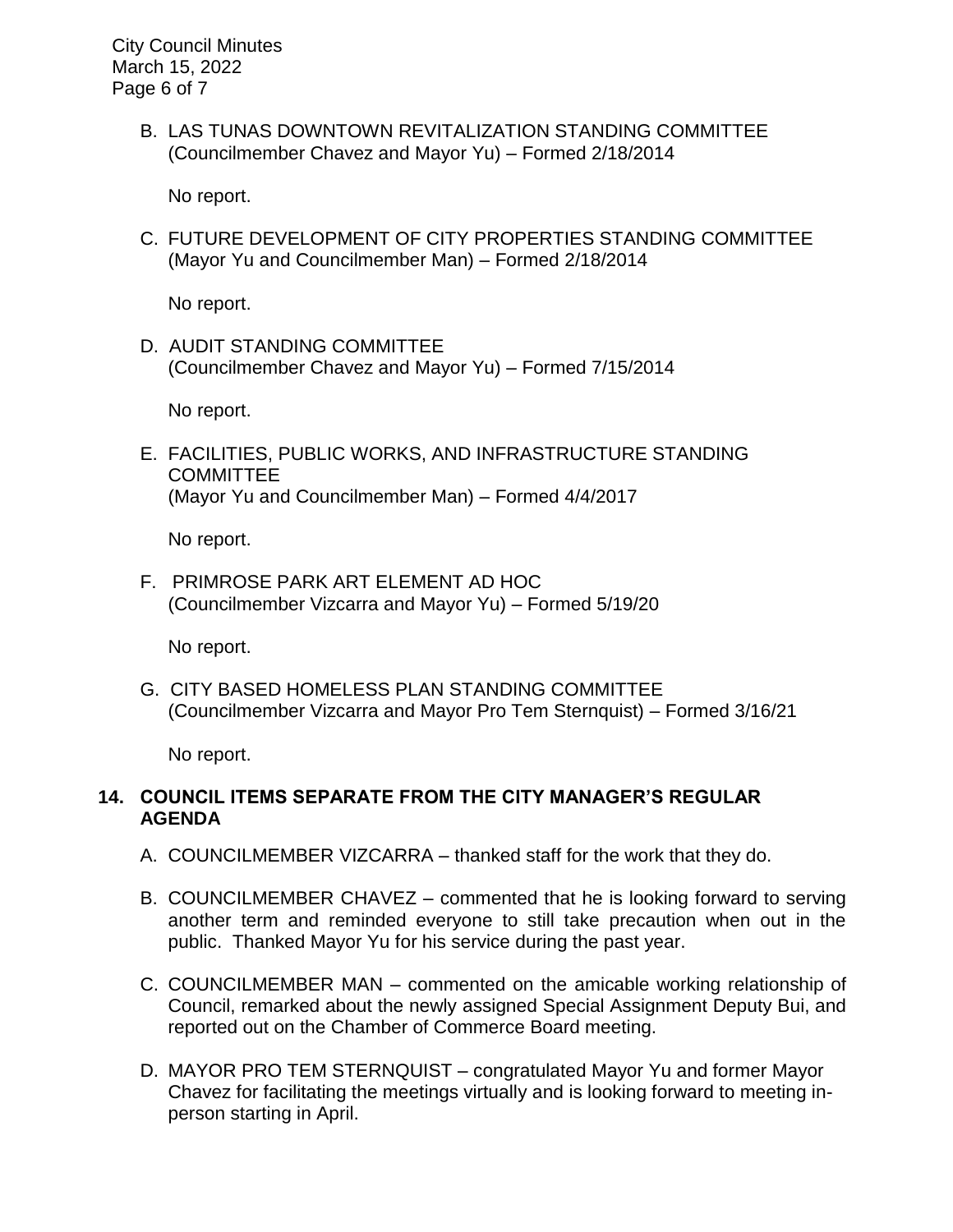B. LAS TUNAS DOWNTOWN REVITALIZATION STANDING COMMITTEE (Councilmember Chavez and Mayor Yu) – Formed 2/18/2014

No report.

C. FUTURE DEVELOPMENT OF CITY PROPERTIES STANDING COMMITTEE (Mayor Yu and Councilmember Man) – Formed 2/18/2014

No report.

D. AUDIT STANDING COMMITTEE (Councilmember Chavez and Mayor Yu) – Formed 7/15/2014

No report.

E. FACILITIES, PUBLIC WORKS, AND INFRASTRUCTURE STANDING COMMITTEE (Mayor Yu and Councilmember Man) – Formed 4/4/2017

No report.

F. PRIMROSE PARK ART ELEMENT AD HOC (Councilmember Vizcarra and Mayor Yu) – Formed 5/19/20

No report.

G. CITY BASED HOMELESS PLAN STANDING COMMITTEE (Councilmember Vizcarra and Mayor Pro Tem Sternquist) – Formed 3/16/21

No report.

## 14. COUNCIL ITEMS SEPARATE FROM THE CITY MANAGER'S REGULAR AGENDA

A. COUNCILMEMBER VIZCARRA – thanked staff for the work that they do.

B. COUNCILMEMBER CHAVEZ – commented that he is looking forward to serving another term and reminded everyone to still take precaution when out in the public. Thanked Mayor Yu for his service during the past year.

C. COUNCILMEMBER MAN – commented on the amicable working relationship of Council, remarked about the newly assigned Special Assignment Deputy Bui, and reported out on the Chamber of Commerce Board meeting.

D. MAYOR PRO TEM STERNQUIST – congratulated Mayor Yu and former Mayor Chavez for facilitating the meetings virtually and is looking forward to meeting in-person starting in April.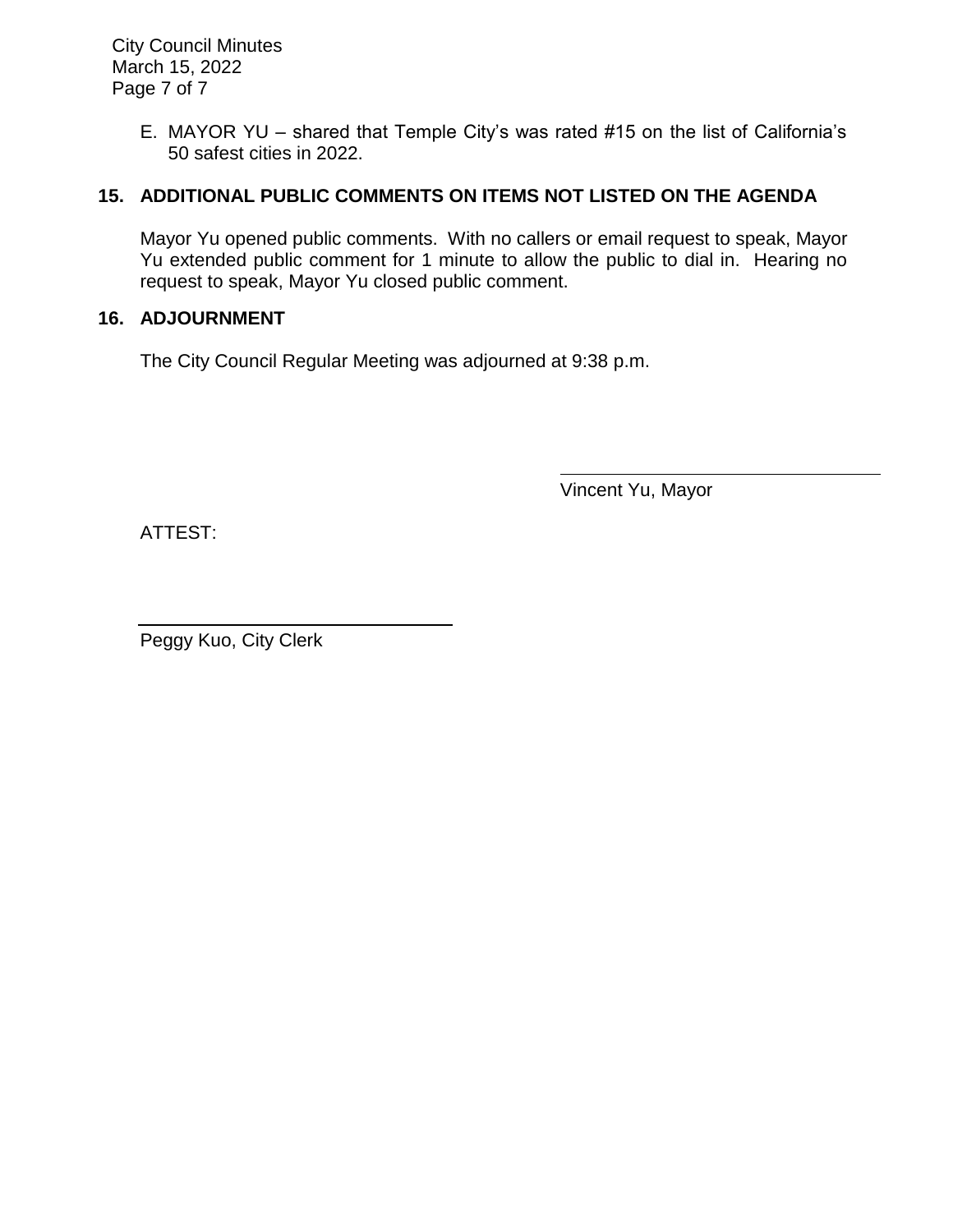E. MAYOR YU – shared that Temple City's was rated #15 on the list of California's 50 safest cities in 2022.

## 15. ADDITIONAL PUBLIC COMMENTS ON ITEMS NOT LISTED ON THE AGENDA

Mayor Yu opened public comments. With no callers or email request to speak, Mayor Yu extended public comment for 1 minute to allow the public to dial in. Hearing no request to speak, Mayor Yu closed public comment.

## 16. ADJOURNMENT

The City Council Regular Meeting was adjourned at 9:38 p.m.

\_\_\_\_\_\_\_\_\_\_\_\_\_\_\_\_\_\_\_\_\_\_\_\_\_\_\_\_\_\_\_\_

Vincent Yu, Mayor

ATTEST:

\_\_\_\_\_\_\_\_\_\_\_\_\_\_\_\_\_\_\_\_\_\_\_\_\_\_\_\_\_\_\_\_

Peggy Kuo, City Clerk